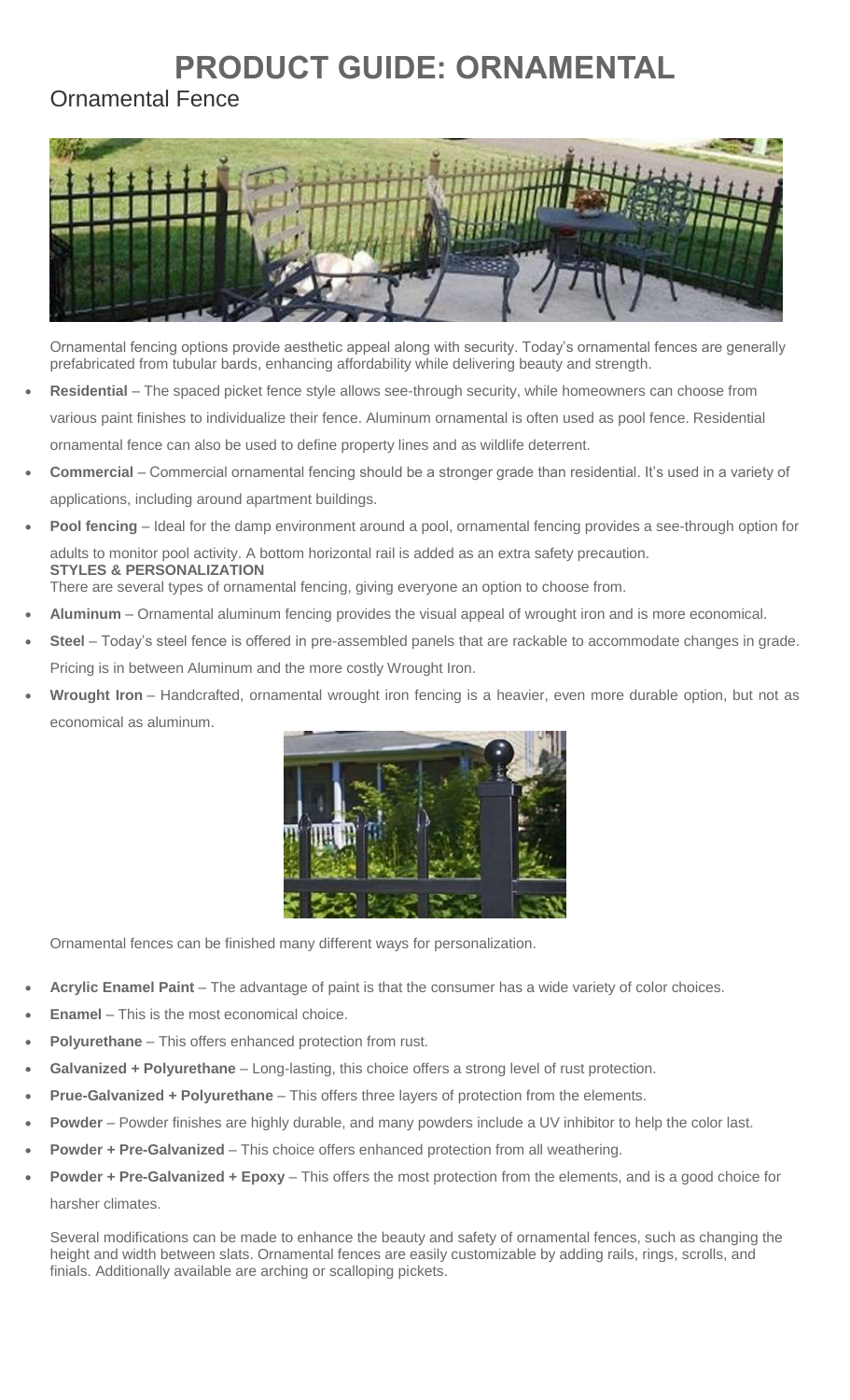# PRODUCT GUIDE: ORNAMENTAL

## Ornamental Fence

Ornamental fencing options provide aesthetic appeal along with security. Today's ornamental fences are generally prefabricated from tubular bards, enhancing affordability while delivering beauty and strength.

- **Residential** – The spaced picket fence style allows see-through security, while homeowners can choose from various paint finishes to individualize their fence. Aluminum ornamental is often used as pool fence. Residential ornamental fence can also be used to define property lines and as wildlife deterrent.
- **Commercial** – Commercial ornamental fencing should be a stronger grade than residential. It's used in a variety of applications, including around apartment buildings.
- **Pool fencing** – Ideal for the damp environment around a pool, ornamental fencing provides a see-through option for adults to monitor pool activity. A bottom horizontal rail is added as an extra safety precaution.

**STYLES & PERSONALIZATION**

There are several types of ornamental fencing, giving everyone an option to choose from.

- **Aluminum** – Ornamental aluminum fencing provides the visual appeal of wrought iron and is more economical.
- **Steel** – Today's steel fence is offered in pre-assembled panels that are rackable to accommodate changes in grade. Pricing is in between Aluminum and the more costly Wrought Iron.
- **Wrought Iron** – Handcrafted, ornamental wrought iron fencing is a heavier, even more durable option, but not as economical as aluminum.

Ornamental fences can be finished many different ways for personalization.

- **Acrylic Enamel Paint** – The advantage of paint is that the consumer has a wide variety of color choices.
- **Enamel** – This is the most economical choice.
- **Polyurethane** – This offers enhanced protection from rust.
- **Galvanized + Polyurethane** – Long-lasting, this choice offers a strong level of rust protection.
- **Prue-Galvanized + Polyurethane** – This offers three layers of protection from the elements.
- **Powder** – Powder finishes are highly durable, and many powders include a UV inhibitor to help the color last.
- **Powder + Pre-Galvanized** – This choice offers enhanced protection from all weathering.
- **Powder + Pre-Galvanized + Epoxy** – This offers the most protection from the elements, and is a good choice for harsher climates.

Several modifications can be made to enhance the beauty and safety of ornamental fences, such as changing the height and width between slats. Ornamental fences are easily customizable by adding rails, rings, scrolls, and finials. Additionally available are arching or scalloping pickets.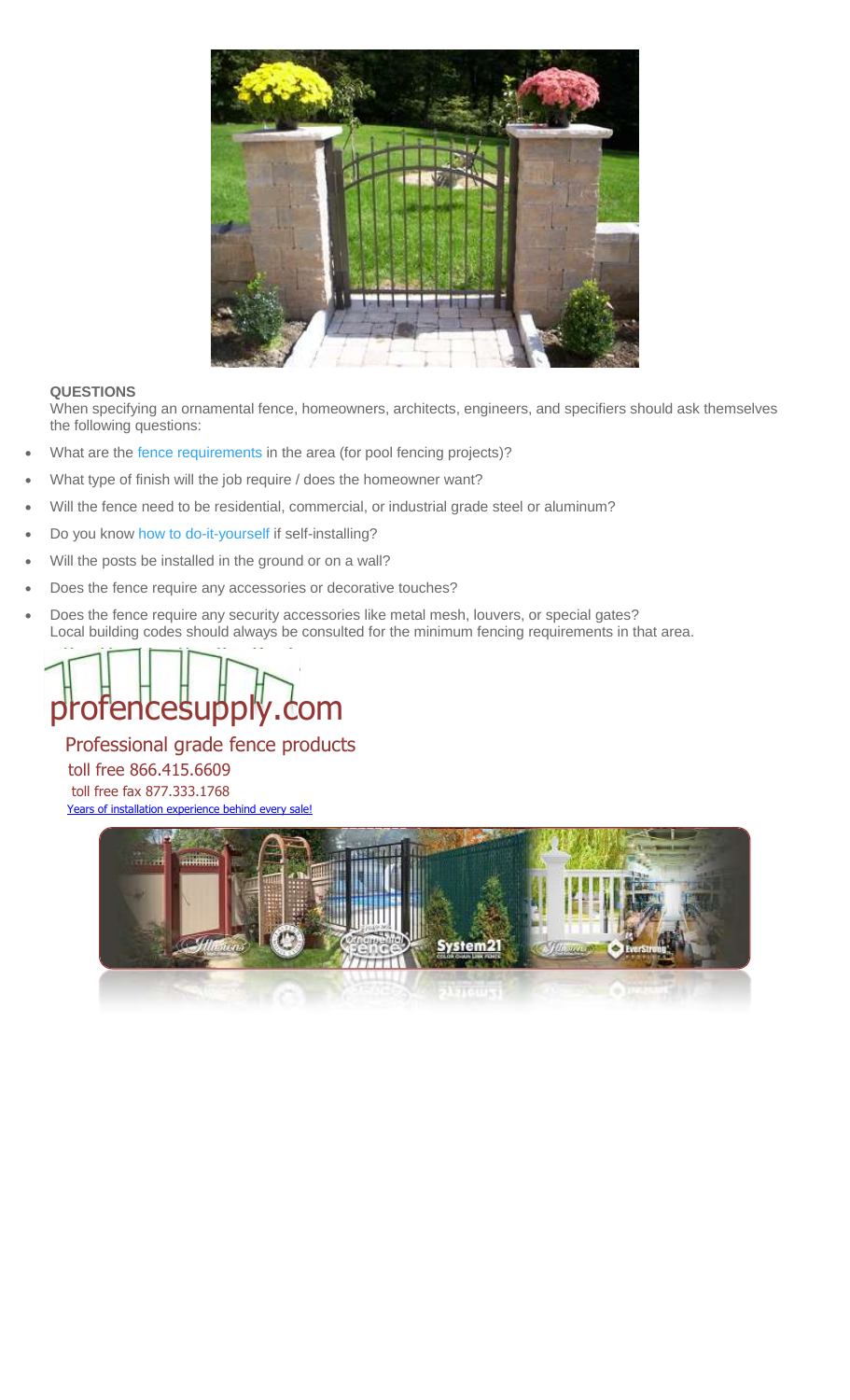**QUESTIONS**

When specifying an ornamental fence, homeowners, architects, engineers, and specifiers should ask themselves the following questions:

- What are the fence requirements in the area (for pool fencing projects)?
- What type of finish will the job require / does the homeowner want?
- Will the fence need to be residential, commercial, or industrial grade steel or aluminum?
- Do you know how to do-it-yourself if self-installing?
- Will the posts be installed in the ground or on a wall?
- Does the fence require any accessories or decorative touches?
- Does the fence require any security accessories like metal mesh, louvers, or special gates?

Local building codes should always be consulted for the minimum fencing requirements in that area.

profencesupply.com

Professional grade fence products

toll free 866.415.6609

toll free fax 877.333.1768

Years of installation experience behind every sale!